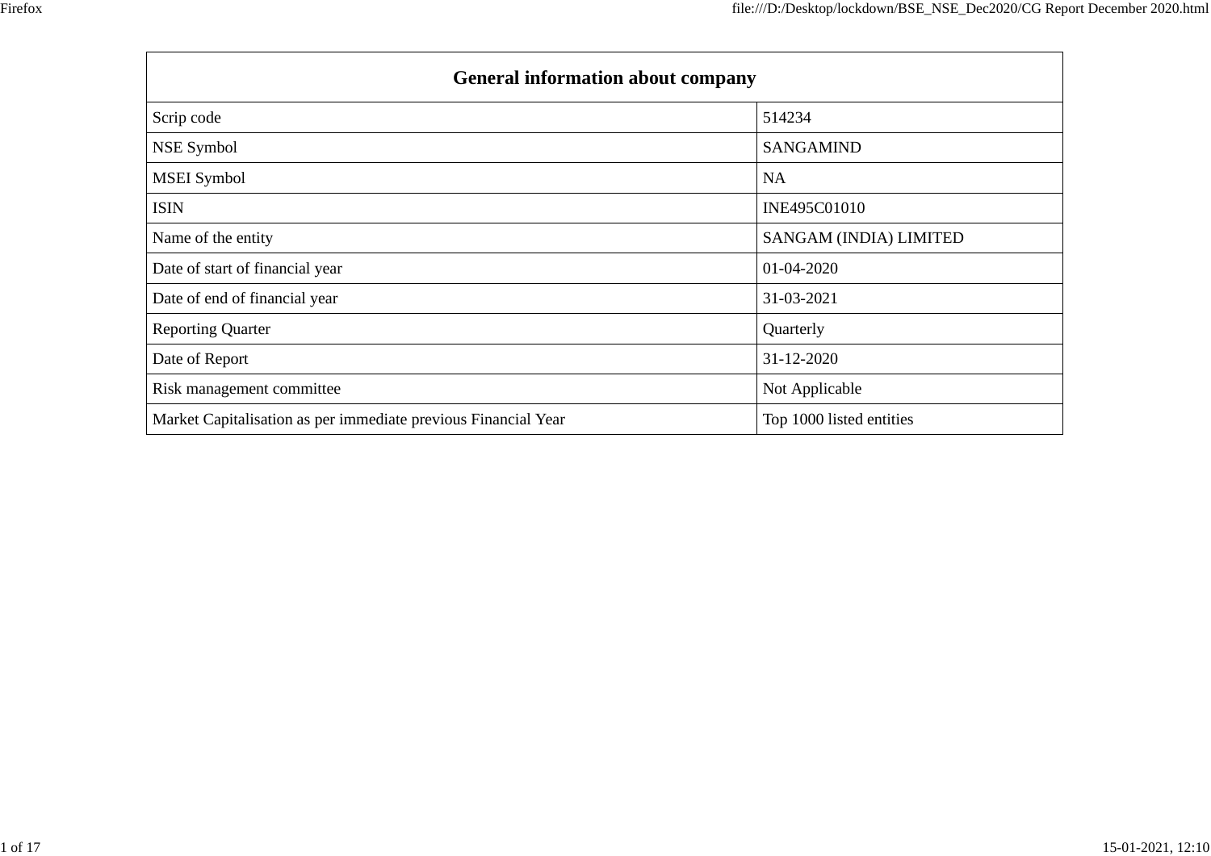| General information about company | |
|---|---|
| Scrip code | 514234 |
| NSE Symbol | SANGAMIND |
| MSEI Symbol | NA |
| ISIN | INE495C01010 |
| Name of the entity | SANGAM (INDIA) LIMITED |
| Date of start of financial year | 01-04-2020 |
| Date of end of financial year | 31-03-2021 |
| Reporting Quarter | Quarterly |
| Date of Report | 31-12-2020 |
| Risk management committee | Not Applicable |
| Market Capitalisation as per immediate previous Financial Year | Top 1000 listed entities |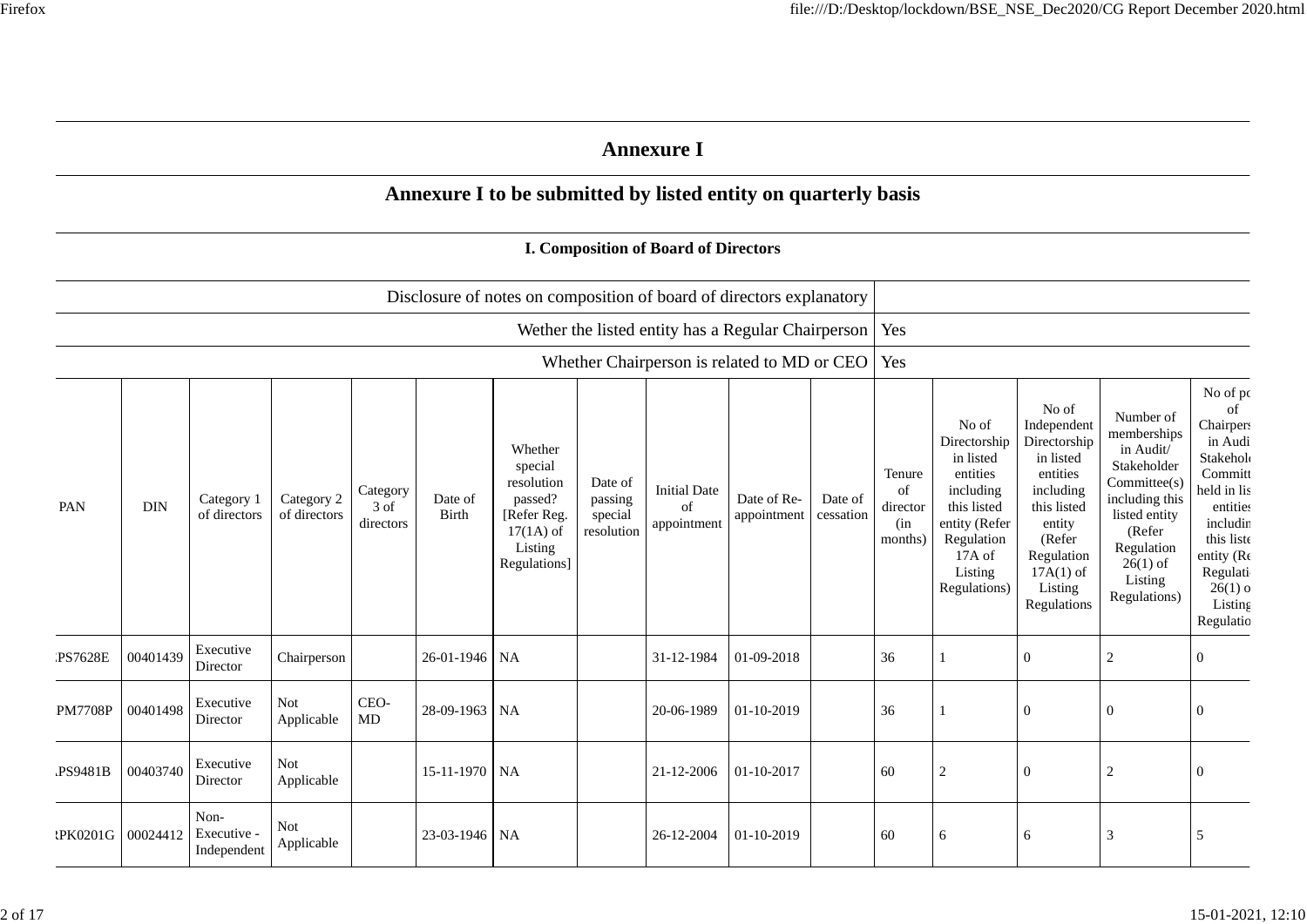# Annexure I

## Annexure I to be submitted by listed entity on quarterly basis

### I. Composition of Board of Directors

| | |
|---|---|
| Disclosure of notes on composition of board of directors explanatory | |
| Wether the listed entity has a Regular Chairperson | Yes |
| Whether Chairperson is related to MD or CEO | Yes |

| PAN | DIN | Category 1 of directors | Category 2 of directors | Category 3 of directors | Date of Birth | Whether special resolution passed? [Refer Reg. 17(1A) of Listing Regulations] | Date of passing special resolution | Initial Date of appointment | Date of Re-appointment | Date of cessation | Tenure of director (in months) | No of Directorship in listed entities including this listed entity (Refer Regulation 17A of Listing Regulations) | No of Independent Directorship in listed entities including this listed entity (Refer Regulation 17A(1) of Listing Regulations | Number of memberships in Audit/ Stakeholder Committee(s) including this listed entity (Refer Regulation 26(1) of Listing Regulations) | No of po of Chairpers in Audi Stakehol Committ held in lis entities includin this liste entity (Re Regulati 26(1) o Listing Regulatio |
|---|---|---|---|---|---|---|---|---|---|---|---|---|---|---|---|
| PS7628E | 00401439 | Executive Director | Chairperson | | 26-01-1946 | NA | | 31-12-1984 | 01-09-2018 | | 36 | 1 | 0 | 2 | 0 |
| PM7708P | 00401498 | Executive Director | Not Applicable | CEO-MD | 28-09-1963 | NA | | 20-06-1989 | 01-10-2019 | | 36 | 1 | 0 | 0 | 0 |
| PS9481B | 00403740 | Executive Director | Not Applicable | | 15-11-1970 | NA | | 21-12-2006 | 01-10-2017 | | 60 | 2 | 0 | 2 | 0 |
| RPK0201G | 00024412 | Non-Executive - Independent | Not Applicable | | 23-03-1946 | NA | | 26-12-2004 | 01-10-2019 | | 60 | 6 | 6 | 3 | 5 |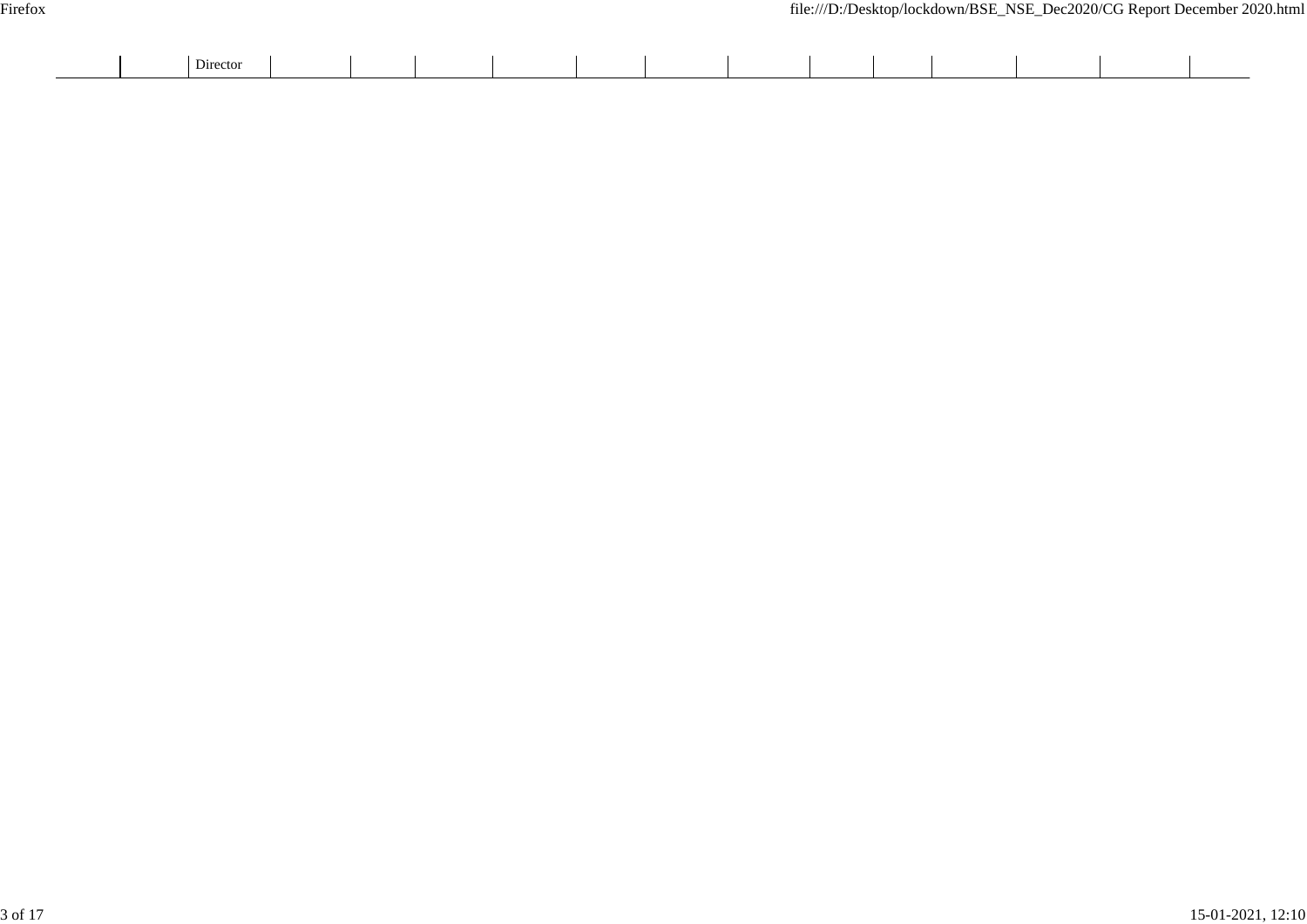| | | Director | | | | | | | | | | | | | |
|---|---|---|---|---|---|---|---|---|---|---|---|---|---|---|---|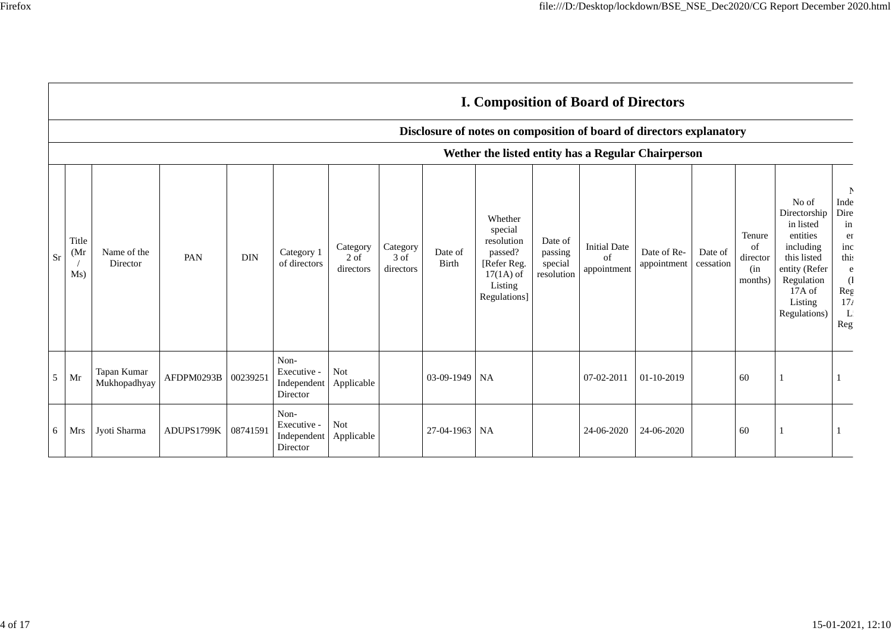# I. Composition of Board of Directors

## Disclosure of notes on composition of board of directors explanatory

## Wether the listed entity has a Regular Chairperson

| Sr | Title (Mr / Ms) | Name of the Director | PAN | DIN | Category 1 of directors | Category 2 of directors | Category 3 of directors | Date of Birth | Whether special resolution passed? [Refer Reg. 17(1A) of Listing Regulations] | Date of passing special resolution | Initial Date of appointment | Date of Re-appointment | Date of cessation | Tenure of director (in months) | No of Directorship in listed entities including this listed entity (Refer Regulation 17A of Listing Regulations) | N Inde Dire in er inc this e (I Reg 17/ L Reg |
|---|---|---|---|---|---|---|---|---|---|---|---|---|---|---|---|---|
| 5 | Mr | Tapan Kumar Mukhopadhyay | AFDPM0293B | 00239251 | Non-Executive - Independent Director | Not Applicable | | 03-09-1949 | NA | | 07-02-2011 | 01-10-2019 | | 60 | 1 | 1 |
| 6 | Mrs | Jyoti Sharma | ADUPS1799K | 08741591 | Non-Executive - Independent Director | Not Applicable | | 27-04-1963 | NA | | 24-06-2020 | 24-06-2020 | | 60 | 1 | 1 |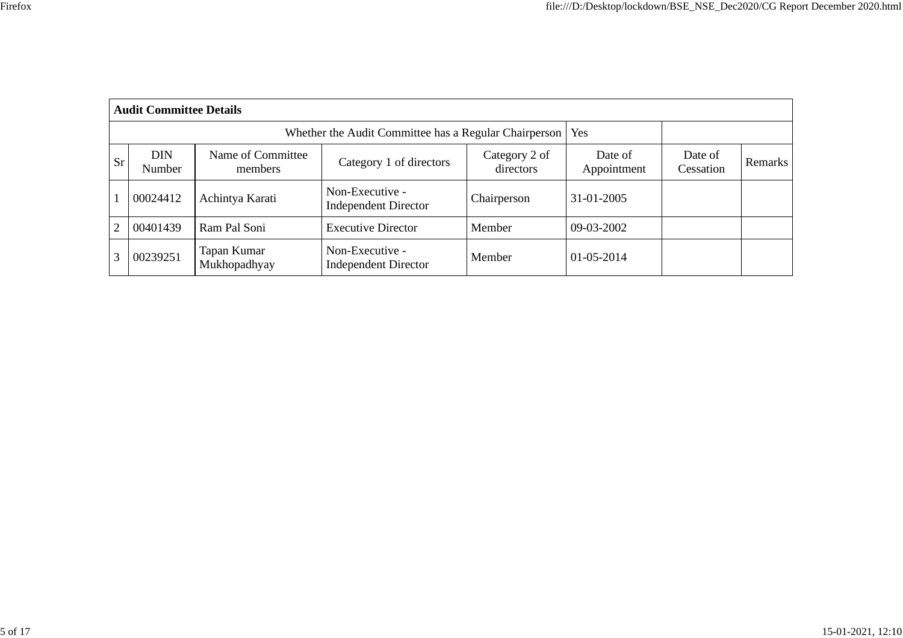| Audit Committee Details | | | | | | | |
|---|---|---|---|---|---|---|---|
| Whether the Audit Committee has a Regular Chairperson | | | | | Yes | | |
| Sr | DIN Number | Name of Committee members | Category 1 of directors | Category 2 of directors | Date of Appointment | Date of Cessation | Remarks |
| 1 | 00024412 | Achintya Karati | Non-Executive - Independent Director | Chairperson | 31-01-2005 | | |
| 2 | 00401439 | Ram Pal Soni | Executive Director | Member | 09-03-2002 | | |
| 3 | 00239251 | Tapan Kumar Mukhopadhyay | Non-Executive - Independent Director | Member | 01-05-2014 | | |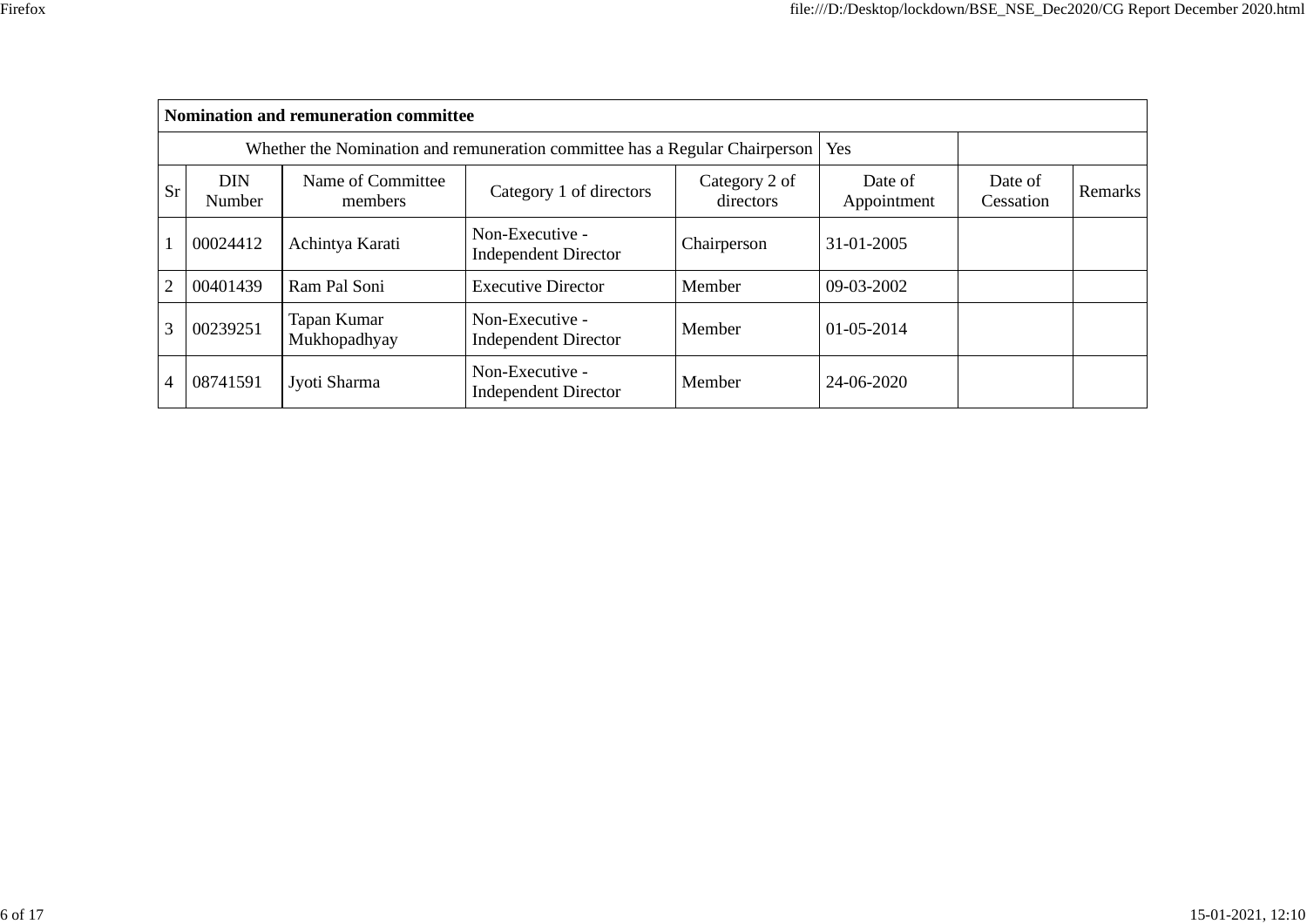| Nomination and remuneration committee | | | | | | | |
|---|---|---|---|---|---|---|---|
| Whether the Nomination and remuneration committee has a Regular Chairperson | | | | | Yes | | |
| Sr | DIN Number | Name of Committee members | Category 1 of directors | Category 2 of directors | Date of Appointment | Date of Cessation | Remarks |
| 1 | 00024412 | Achintya Karati | Non-Executive - Independent Director | Chairperson | 31-01-2005 | | |
| 2 | 00401439 | Ram Pal Soni | Executive Director | Member | 09-03-2002 | | |
| 3 | 00239251 | Tapan Kumar Mukhopadhyay | Non-Executive - Independent Director | Member | 01-05-2014 | | |
| 4 | 08741591 | Jyoti Sharma | Non-Executive - Independent Director | Member | 24-06-2020 | | |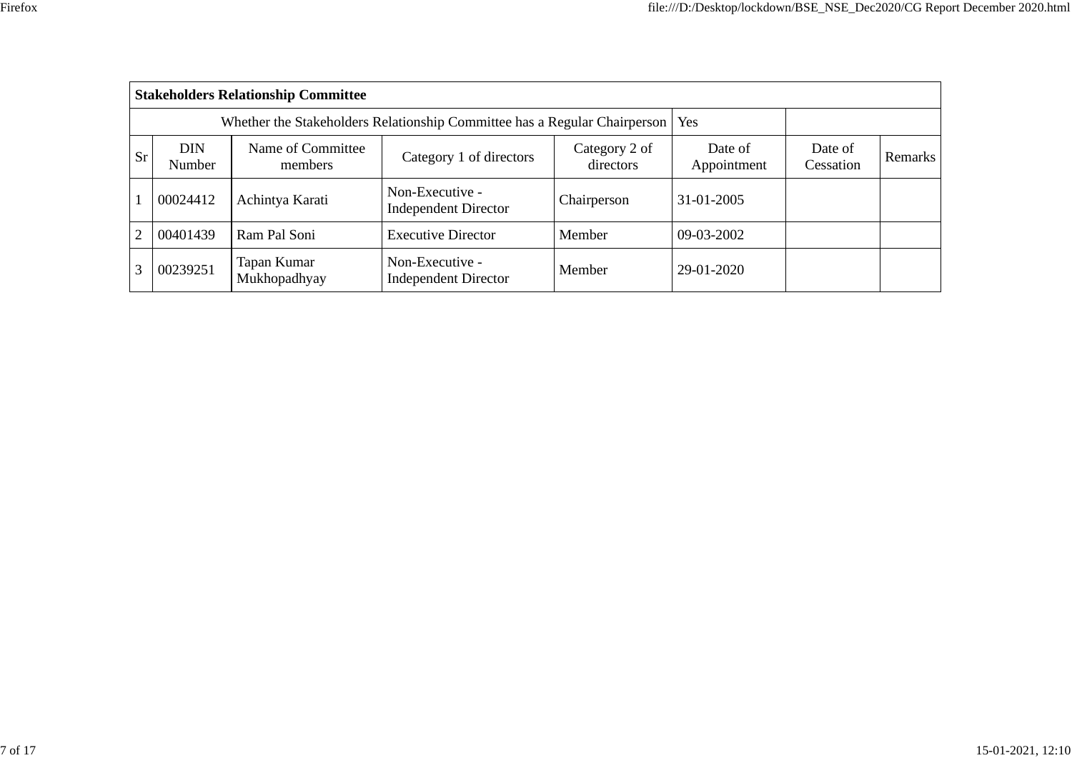| Stakeholders Relationship Committee | | | | | | | |
|---|---|---|---|---|---|---|---|
| Whether the Stakeholders Relationship Committee has a Regular Chairperson | | | | | Yes | | |
| Sr | DIN Number | Name of Committee members | Category 1 of directors | Category 2 of directors | Date of Appointment | Date of Cessation | Remarks |
| 1 | 00024412 | Achintya Karati | Non-Executive - Independent Director | Chairperson | 31-01-2005 | | |
| 2 | 00401439 | Ram Pal Soni | Executive Director | Member | 09-03-2002 | | |
| 3 | 00239251 | Tapan Kumar Mukhopadhyay | Non-Executive - Independent Director | Member | 29-01-2020 | | |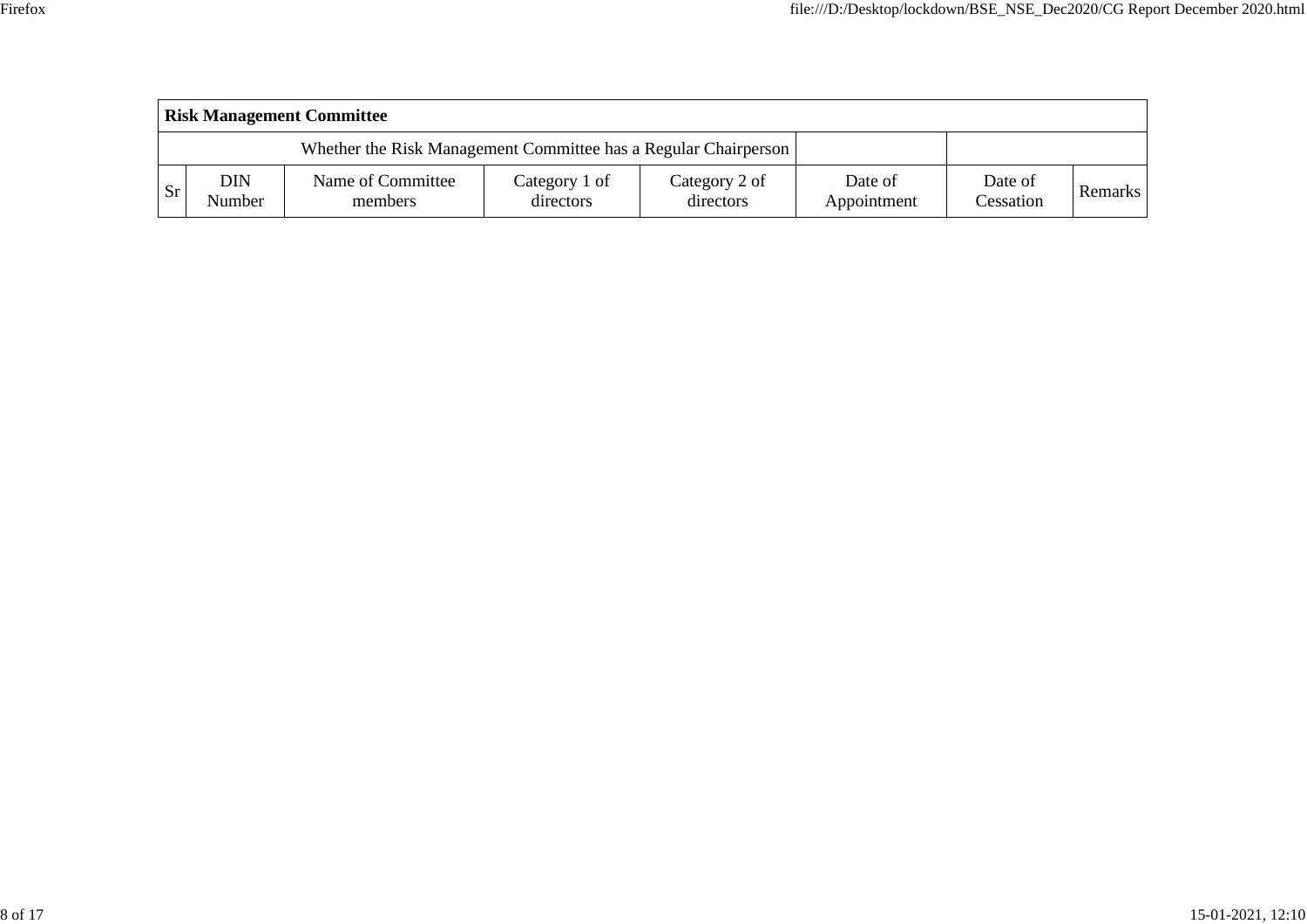| **Risk Management Committee** | | | | | | | |
|---|---|---|---|---|---|---|---|
| Whether the Risk Management Committee has a Regular Chairperson | | | | | | | |
| Sr | DIN Number | Name of Committee members | Category 1 of directors | Category 2 of directors | Date of Appointment | Date of Cessation | Remarks |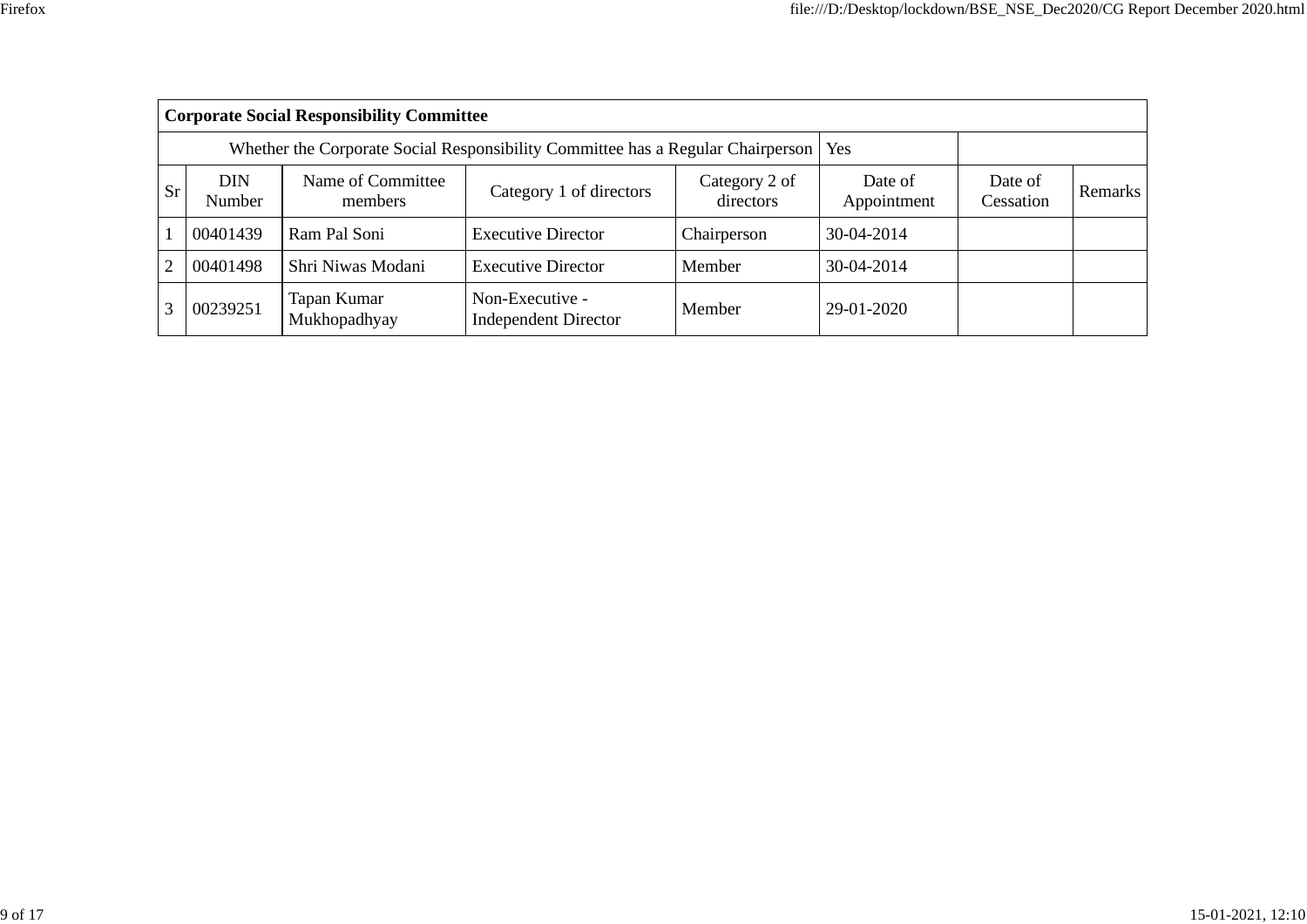| Corporate Social Responsibility Committee | | | | | | | |
|---|---|---|---|---|---|---|---|
| Whether the Corporate Social Responsibility Committee has a Regular Chairperson | | | | | Yes | | |
| Sr | DIN Number | Name of Committee members | Category 1 of directors | Category 2 of directors | Date of Appointment | Date of Cessation | Remarks |
| 1 | 00401439 | Ram Pal Soni | Executive Director | Chairperson | 30-04-2014 | | |
| 2 | 00401498 | Shri Niwas Modani | Executive Director | Member | 30-04-2014 | | |
| 3 | 00239251 | Tapan Kumar Mukhopadhyay | Non-Executive - Independent Director | Member | 29-01-2020 | | |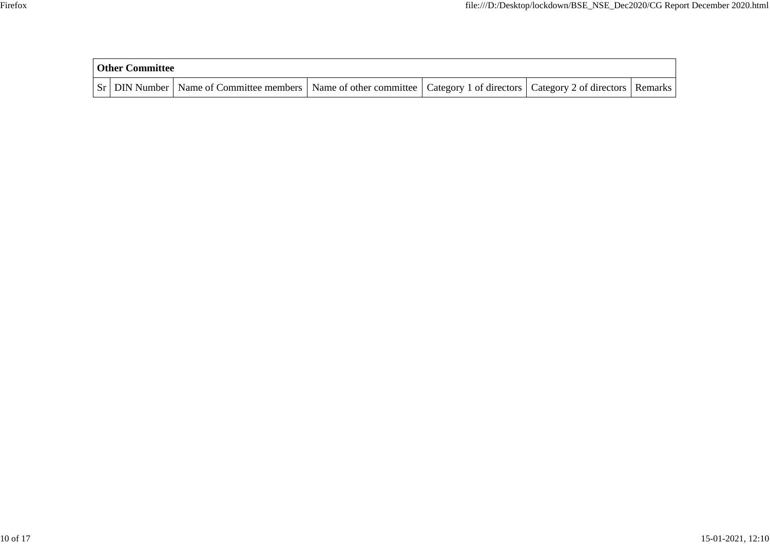| Other Committee | | | | | | |
|---|---|---|---|---|---|---|
| Sr | DIN Number | Name of Committee members | Name of other committee | Category 1 of directors | Category 2 of directors | Remarks |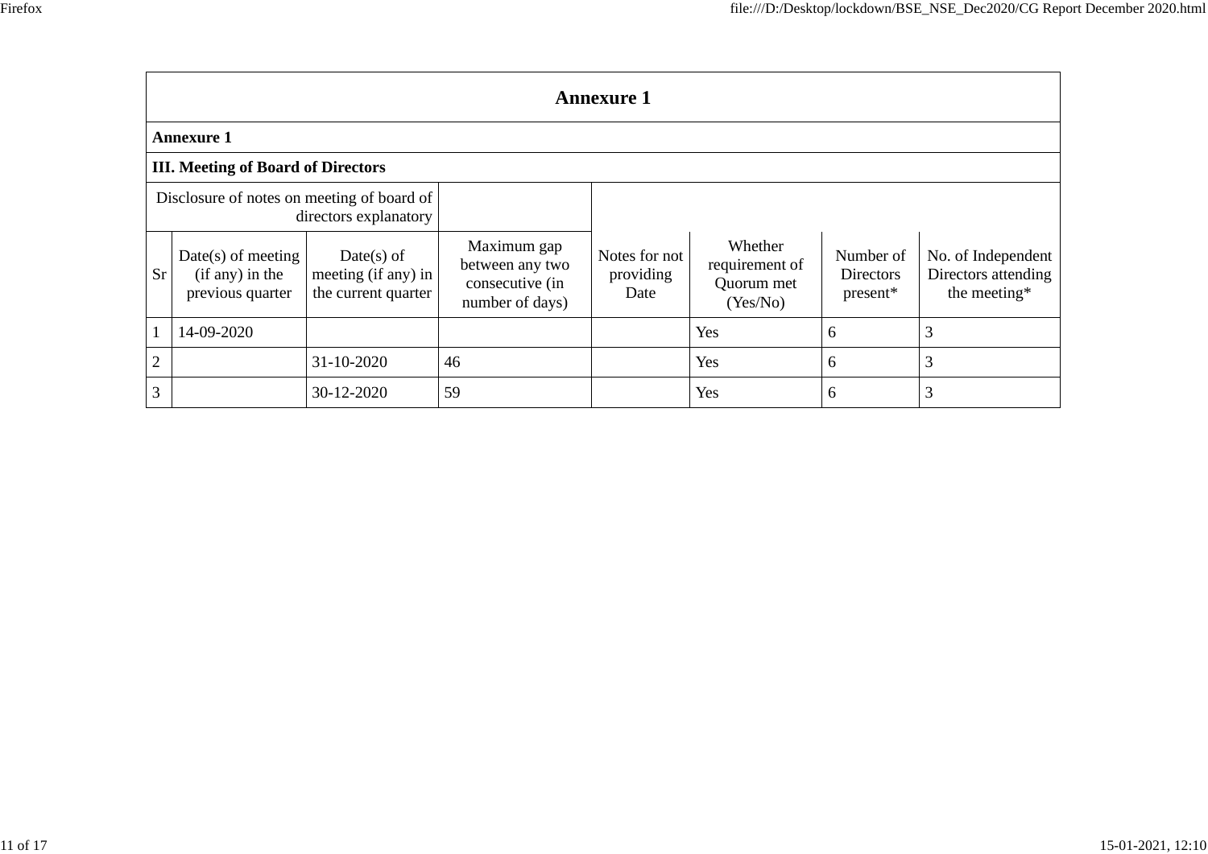| Annexure 1 | | | | | | | |
|---|---|---|---|---|---|---|---|
| **Annexure 1** | | | | | | | |
| **III. Meeting of Board of Directors** | | | | | | | |
| Disclosure of notes on meeting of board of directors explanatory | | | | | | | |
| Sr | Date(s) of meeting (if any) in the previous quarter | Date(s) of meeting (if any) in the current quarter | Maximum gap between any two consecutive (in number of days) | Notes for not providing Date | Whether requirement of Quorum met (Yes/No) | Number of Directors present* | No. of Independent Directors attending the meeting* |
| 1 | 14-09-2020 | | | | Yes | 6 | 3 |
| 2 | | 31-10-2020 | 46 | | Yes | 6 | 3 |
| 3 | | 30-12-2020 | 59 | | Yes | 6 | 3 |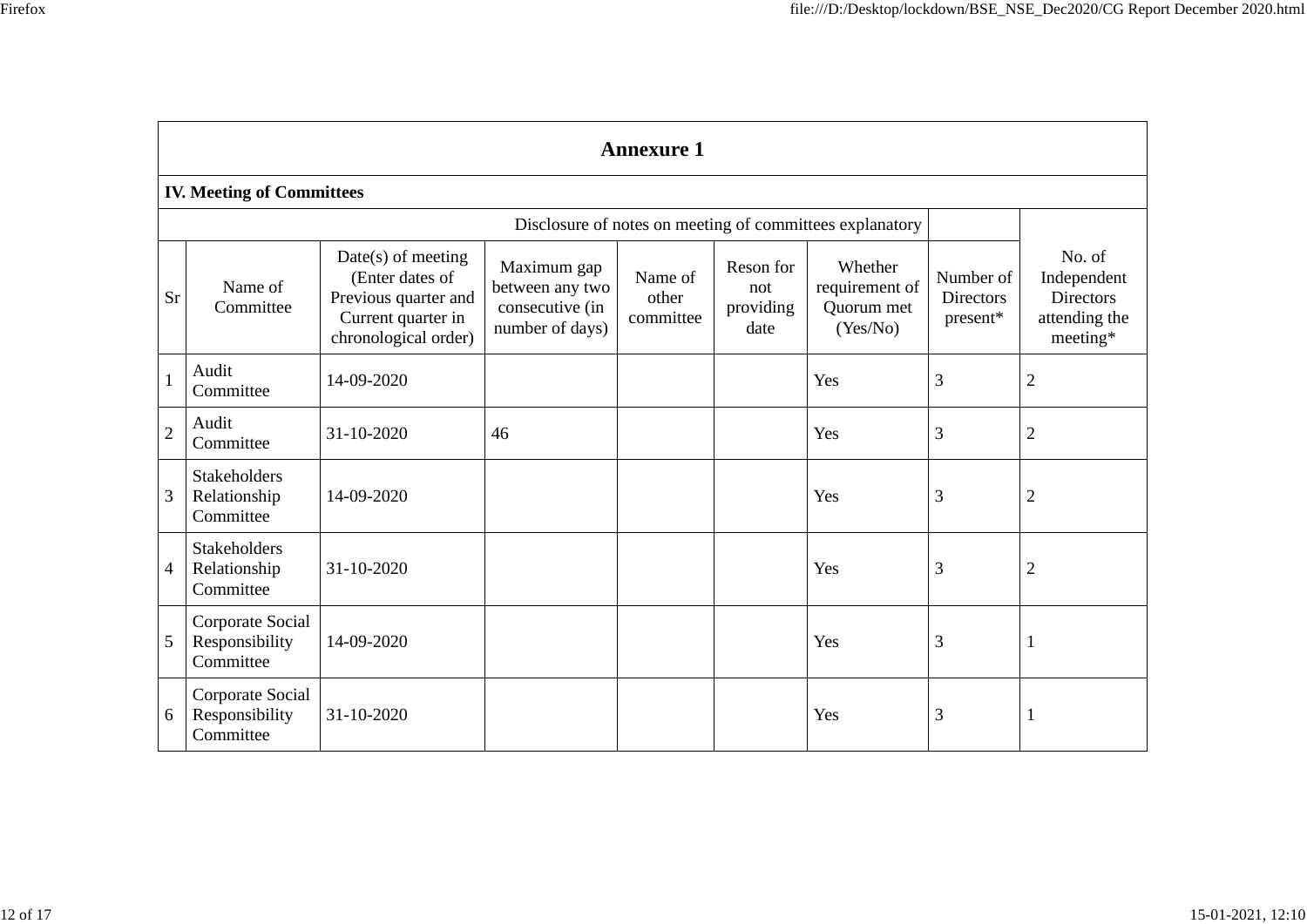## Annexure 1

### IV. Meeting of Committees

| | | Disclosure of notes on meeting of committees explanatory | | | | | | |
|---|---|---|---|---|---|---|---|---|
| Sr | Name of Committee | Date(s) of meeting (Enter dates of Previous quarter and Current quarter in chronological order) | Maximum gap between any two consecutive (in number of days) | Name of other committee | Reson for not providing date | Whether requirement of Quorum met (Yes/No) | Number of Directors present* | No. of Independent Directors attending the meeting* |
| 1 | Audit Committee | 14-09-2020 | | | | Yes | 3 | 2 |
| 2 | Audit Committee | 31-10-2020 | 46 | | | Yes | 3 | 2 |
| 3 | Stakeholders Relationship Committee | 14-09-2020 | | | | Yes | 3 | 2 |
| 4 | Stakeholders Relationship Committee | 31-10-2020 | | | | Yes | 3 | 2 |
| 5 | Corporate Social Responsibility Committee | 14-09-2020 | | | | Yes | 3 | 1 |
| 6 | Corporate Social Responsibility Committee | 31-10-2020 | | | | Yes | 3 | 1 |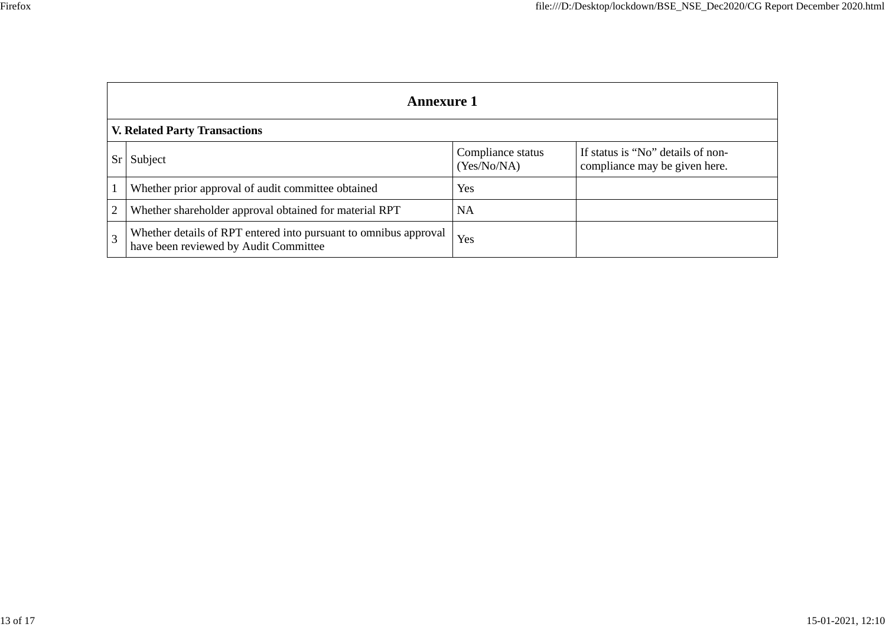## Annexure 1

### V. Related Party Transactions

| Sr | Subject | Compliance status (Yes/No/NA) | If status is "No" details of non-compliance may be given here. |
|---|---|---|---|
| 1 | Whether prior approval of audit committee obtained | Yes | |
| 2 | Whether shareholder approval obtained for material RPT | NA | |
| 3 | Whether details of RPT entered into pursuant to omnibus approval have been reviewed by Audit Committee | Yes | |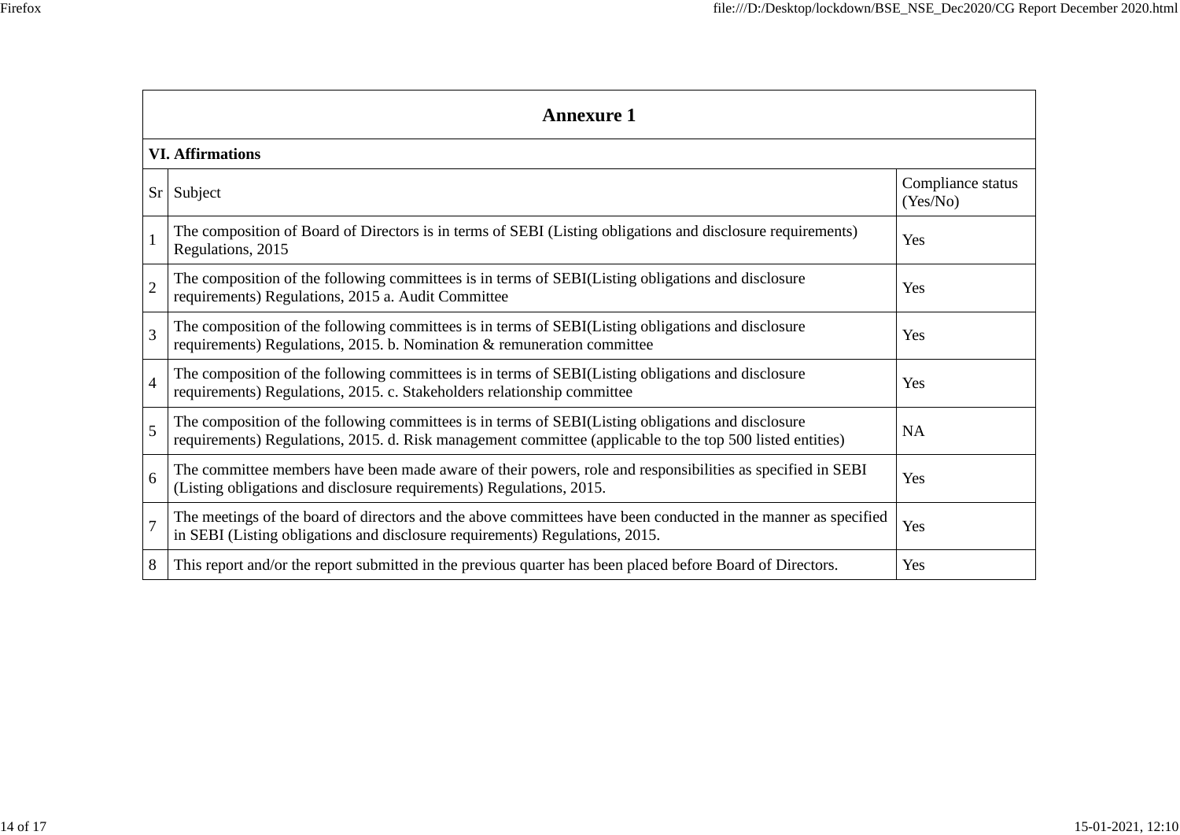## Annexure 1

### VI. Affirmations

| Sr | Subject | Compliance status (Yes/No) |
|---|---|---|
| 1 | The composition of Board of Directors is in terms of SEBI (Listing obligations and disclosure requirements) Regulations, 2015 | Yes |
| 2 | The composition of the following committees is in terms of SEBI(Listing obligations and disclosure requirements) Regulations, 2015 a. Audit Committee | Yes |
| 3 | The composition of the following committees is in terms of SEBI(Listing obligations and disclosure requirements) Regulations, 2015. b. Nomination & remuneration committee | Yes |
| 4 | The composition of the following committees is in terms of SEBI(Listing obligations and disclosure requirements) Regulations, 2015. c. Stakeholders relationship committee | Yes |
| 5 | The composition of the following committees is in terms of SEBI(Listing obligations and disclosure requirements) Regulations, 2015. d. Risk management committee (applicable to the top 500 listed entities) | NA |
| 6 | The committee members have been made aware of their powers, role and responsibilities as specified in SEBI (Listing obligations and disclosure requirements) Regulations, 2015. | Yes |
| 7 | The meetings of the board of directors and the above committees have been conducted in the manner as specified in SEBI (Listing obligations and disclosure requirements) Regulations, 2015. | Yes |
| 8 | This report and/or the report submitted in the previous quarter has been placed before Board of Directors. | Yes |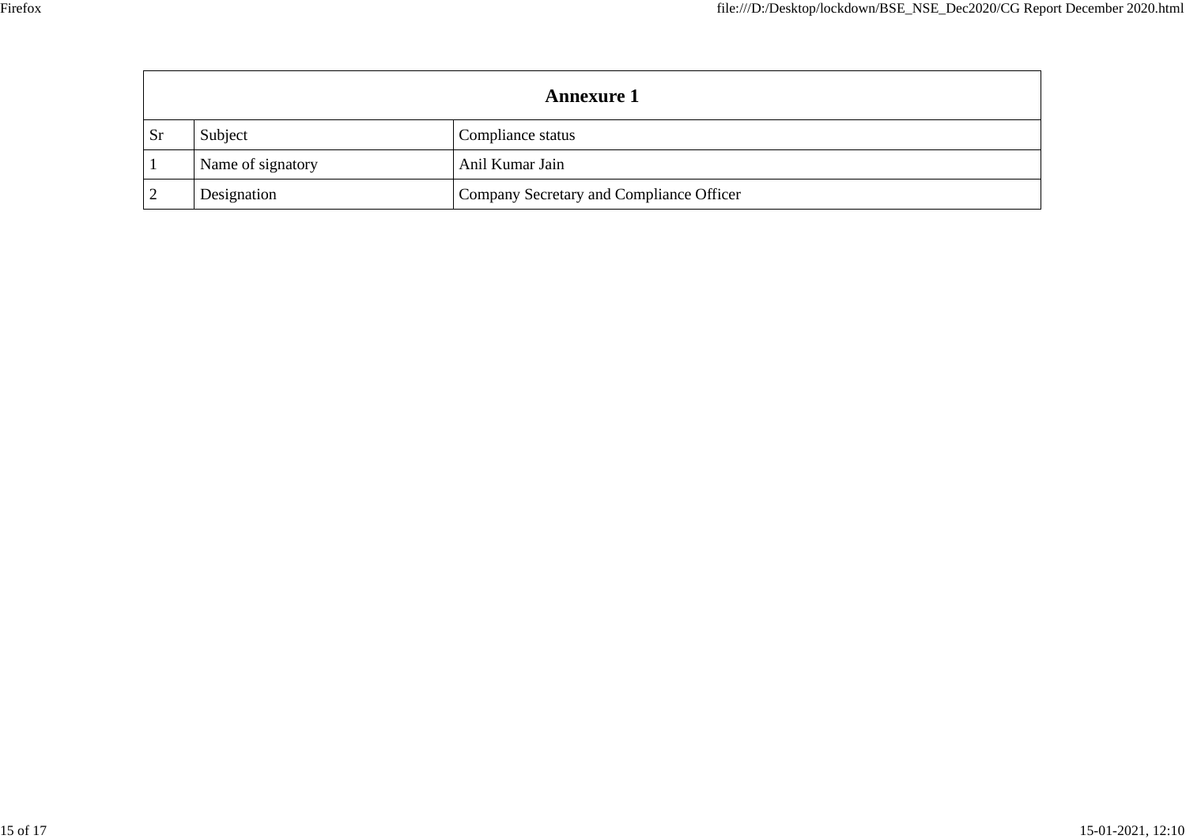| Annexure 1 | | |
|---|---|---|
| Sr | Subject | Compliance status |
| 1 | Name of signatory | Anil Kumar Jain |
| 2 | Designation | Company Secretary and Compliance Officer |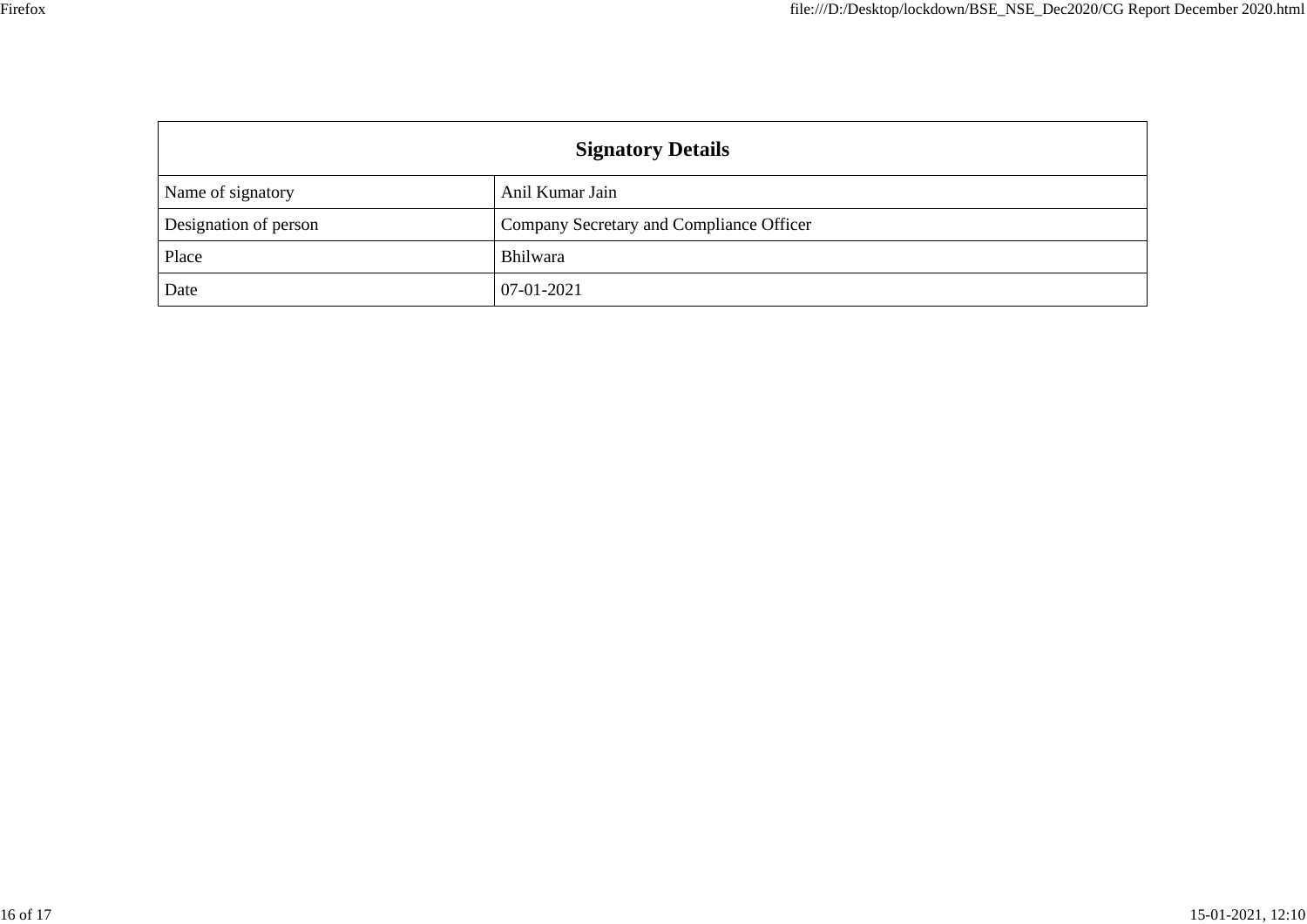| Signatory Details | |
|---|---|
| Name of signatory | Anil Kumar Jain |
| Designation of person | Company Secretary and Compliance Officer |
| Place | Bhilwara |
| Date | 07-01-2021 |